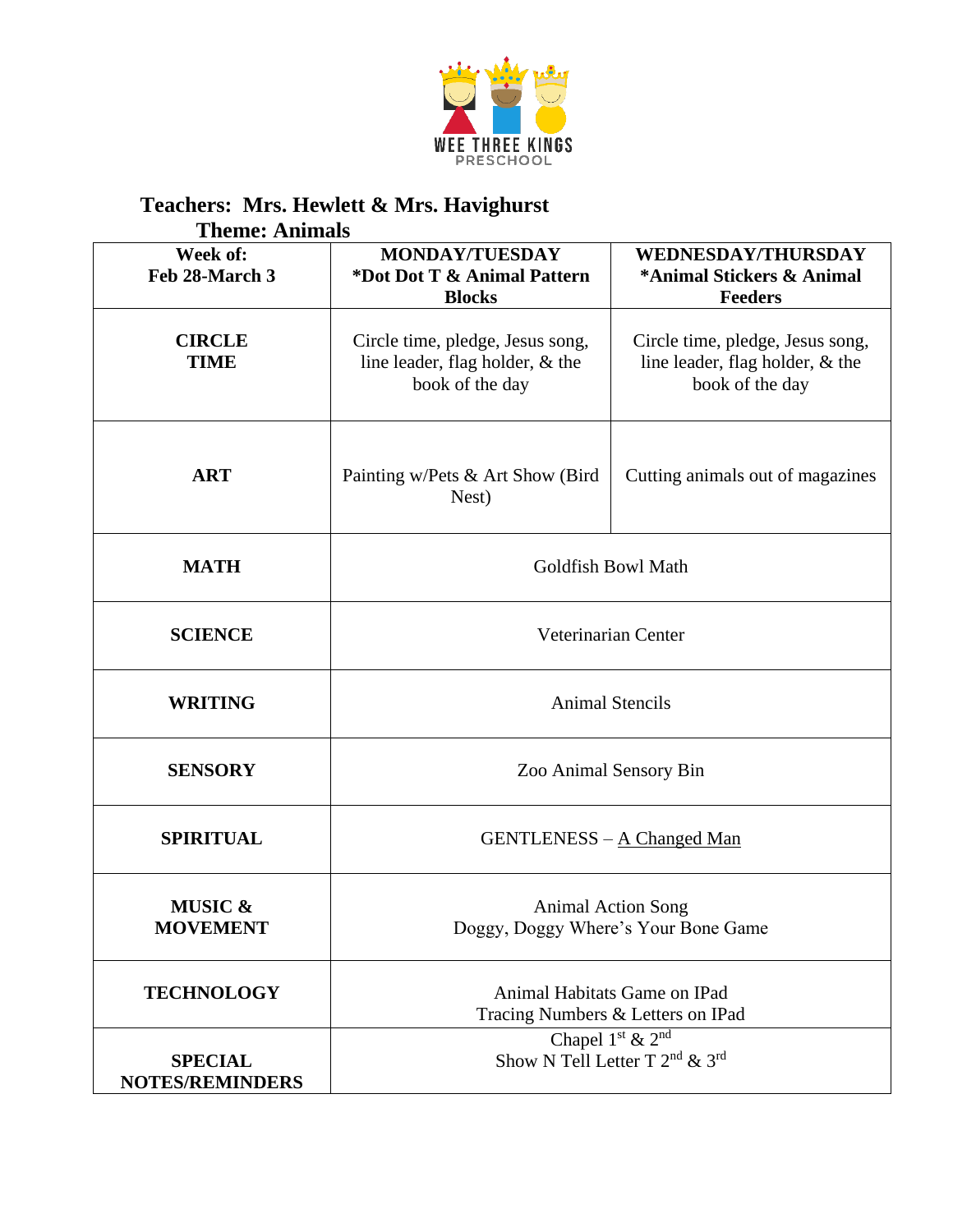WEE THREE KINGS PRESCHOOL

**Teachers: Mrs. Hewlett & Mrs. Havighurst**
**Theme: Animals**

| Week of: Feb 28-March 3 | MONDAY/TUESDAY *Dot Dot T & Animal Pattern Blocks | WEDNESDAY/THURSDAY *Animal Stickers & Animal Feeders |
|---|---|---|
| **CIRCLE TIME** | Circle time, pledge, Jesus song, line leader, flag holder, & the book of the day | Circle time, pledge, Jesus song, line leader, flag holder, & the book of the day |
| **ART** | Painting w/Pets & Art Show (Bird Nest) | Cutting animals out of magazines |
| **MATH** | Goldfish Bowl Math | |
| **SCIENCE** | Veterinarian Center | |
| **WRITING** | Animal Stencils | |
| **SENSORY** | Zoo Animal Sensory Bin | |
| **SPIRITUAL** | GENTLENESS – A Changed Man | |
| **MUSIC & MOVEMENT** | Animal Action Song<br>Doggy, Doggy Where's Your Bone Game | |
| **TECHNOLOGY** | Animal Habitats Game on IPad<br>Tracing Numbers & Letters on IPad | |
| **SPECIAL NOTES/REMINDERS** | Chapel 1st & 2nd<br>Show N Tell Letter T 2nd & 3rd | |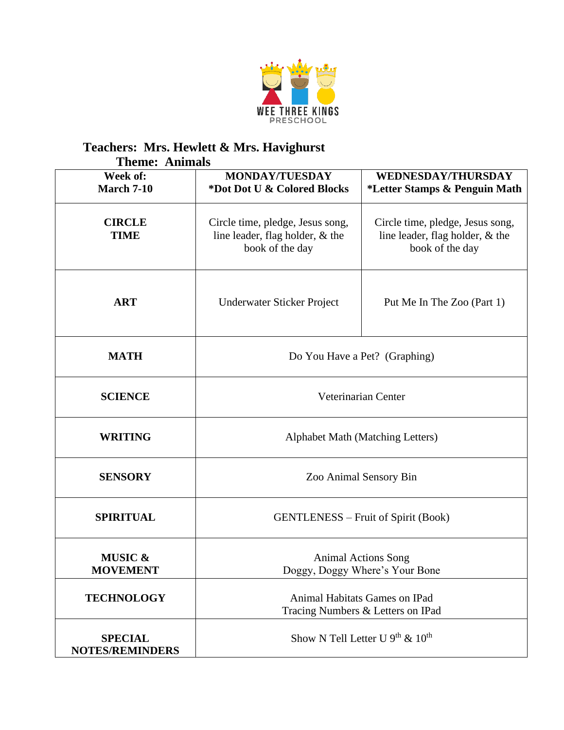WEE THREE KINGS PRESCHOOL

**Teachers: Mrs. Hewlett & Mrs. Havighurst**

**Theme: Animals**

| **Week of: March 7-10** | **MONDAY/TUESDAY *Dot Dot U & Colored Blocks** | **WEDNESDAY/THURSDAY *Letter Stamps & Penguin Math** |
|---|---|---|
| **CIRCLE TIME** | Circle time, pledge, Jesus song, line leader, flag holder, & the book of the day | Circle time, pledge, Jesus song, line leader, flag holder, & the book of the day |
| **ART** | Underwater Sticker Project | Put Me In The Zoo (Part 1) |
| **MATH** | Do You Have a Pet? (Graphing) | |
| **SCIENCE** | Veterinarian Center | |
| **WRITING** | Alphabet Math (Matching Letters) | |
| **SENSORY** | Zoo Animal Sensory Bin | |
| **SPIRITUAL** | GENTLENESS – Fruit of Spirit (Book) | |
| **MUSIC & MOVEMENT** | Animal Actions Song<br>Doggy, Doggy Where's Your Bone | |
| **TECHNOLOGY** | Animal Habitats Games on IPad<br>Tracing Numbers & Letters on IPad | |
| **SPECIAL NOTES/REMINDERS** | Show N Tell Letter U 9th & 10th | |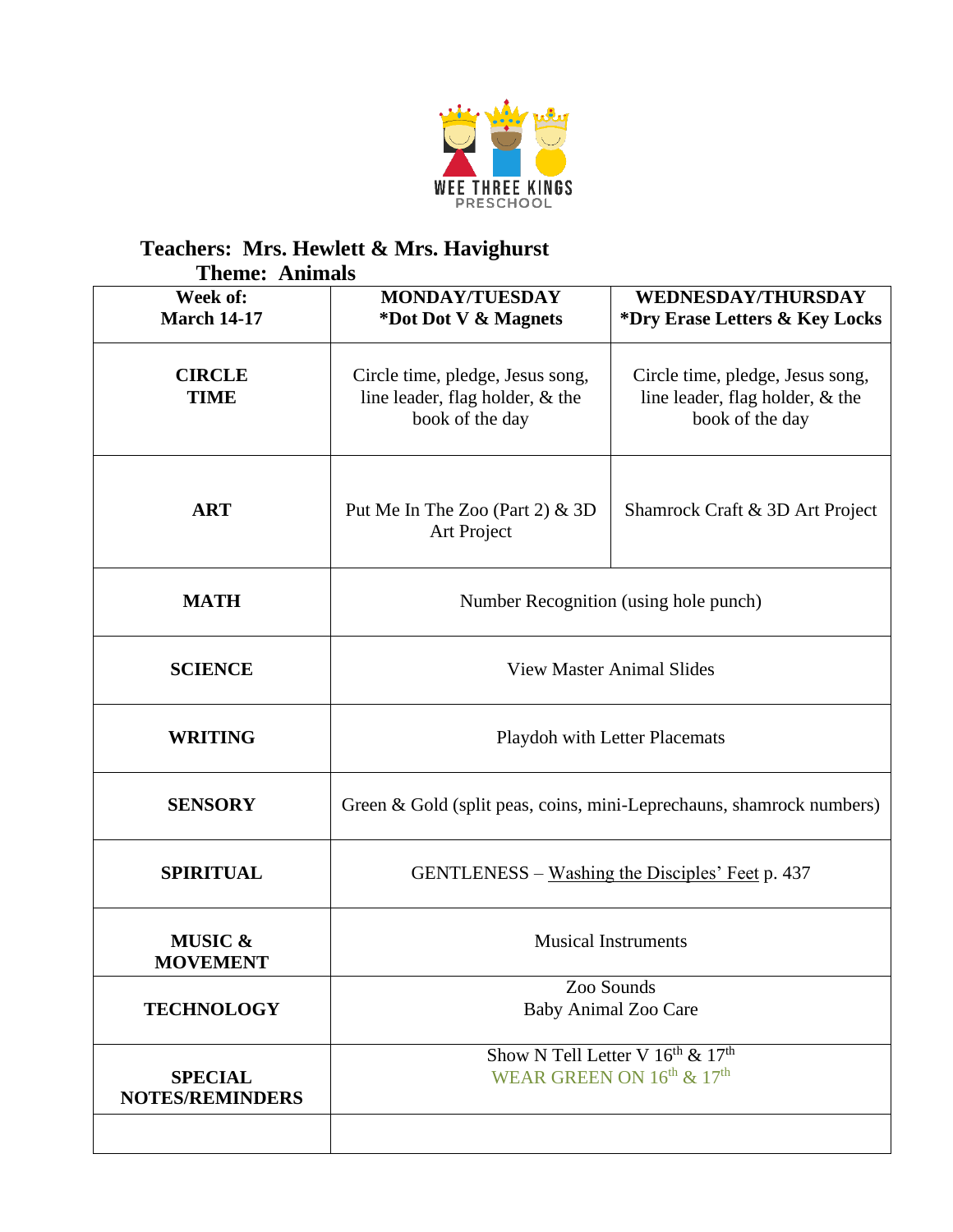WEE THREE KINGS
PRESCHOOL

**Teachers: Mrs. Hewlett & Mrs. Havighurst**
**Theme: Animals**

| **Week of: March 14-17** | **MONDAY/TUESDAY *Dot Dot V & Magnets** | **WEDNESDAY/THURSDAY *Dry Erase Letters & Key Locks** |
|---|---|---|
| **CIRCLE TIME** | Circle time, pledge, Jesus song, line leader, flag holder, & the book of the day | Circle time, pledge, Jesus song, line leader, flag holder, & the book of the day |
| **ART** | Put Me In The Zoo (Part 2) & 3D Art Project | Shamrock Craft & 3D Art Project |
| **MATH** | Number Recognition (using hole punch) | |
| **SCIENCE** | View Master Animal Slides | |
| **WRITING** | Playdoh with Letter Placemats | |
| **SENSORY** | Green & Gold (split peas, coins, mini-Leprechauns, shamrock numbers) | |
| **SPIRITUAL** | GENTLENESS – Washing the Disciples' Feet p. 437 | |
| **MUSIC & MOVEMENT** | Musical Instruments | |
| **TECHNOLOGY** | Zoo Sounds<br>Baby Animal Zoo Care | |
| **SPECIAL NOTES/REMINDERS** | Show N Tell Letter V 16th & 17th<br>WEAR GREEN ON 16th & 17th | |
| | | |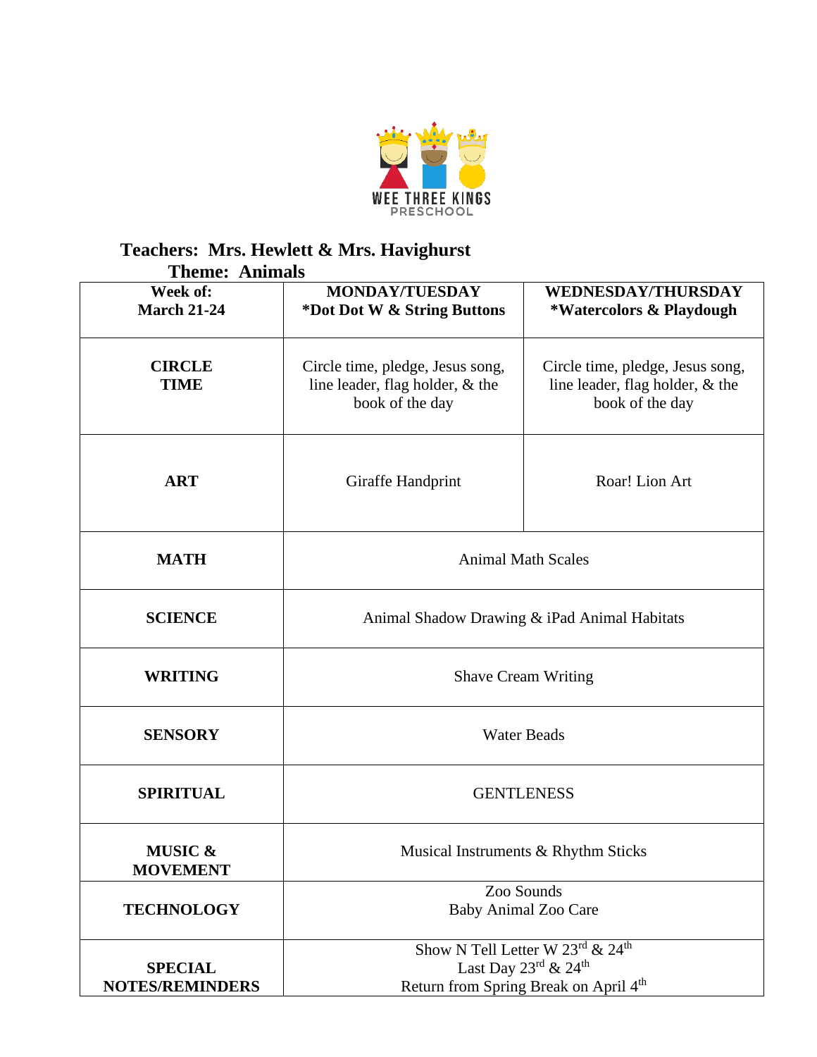WEE THREE KINGS
PRESCHOOL

**Teachers: Mrs. Hewlett & Mrs. Havighurst**
**Theme: Animals**

| **Week of: March 21-24** | **MONDAY/TUESDAY *Dot Dot W & String Buttons** | **WEDNESDAY/THURSDAY *Watercolors & Playdough** |
|---|---|---|
| **CIRCLE TIME** | Circle time, pledge, Jesus song, line leader, flag holder, & the book of the day | Circle time, pledge, Jesus song, line leader, flag holder, & the book of the day |
| **ART** | Giraffe Handprint | Roar! Lion Art |
| **MATH** | Animal Math Scales | |
| **SCIENCE** | Animal Shadow Drawing & iPad Animal Habitats | |
| **WRITING** | Shave Cream Writing | |
| **SENSORY** | Water Beads | |
| **SPIRITUAL** | GENTLENESS | |
| **MUSIC & MOVEMENT** | Musical Instruments & Rhythm Sticks | |
| **TECHNOLOGY** | Zoo Sounds<br>Baby Animal Zoo Care | |
| **SPECIAL NOTES/REMINDERS** | Show N Tell Letter W 23rd & 24th<br>Last Day 23rd & 24th<br>Return from Spring Break on April 4th | |